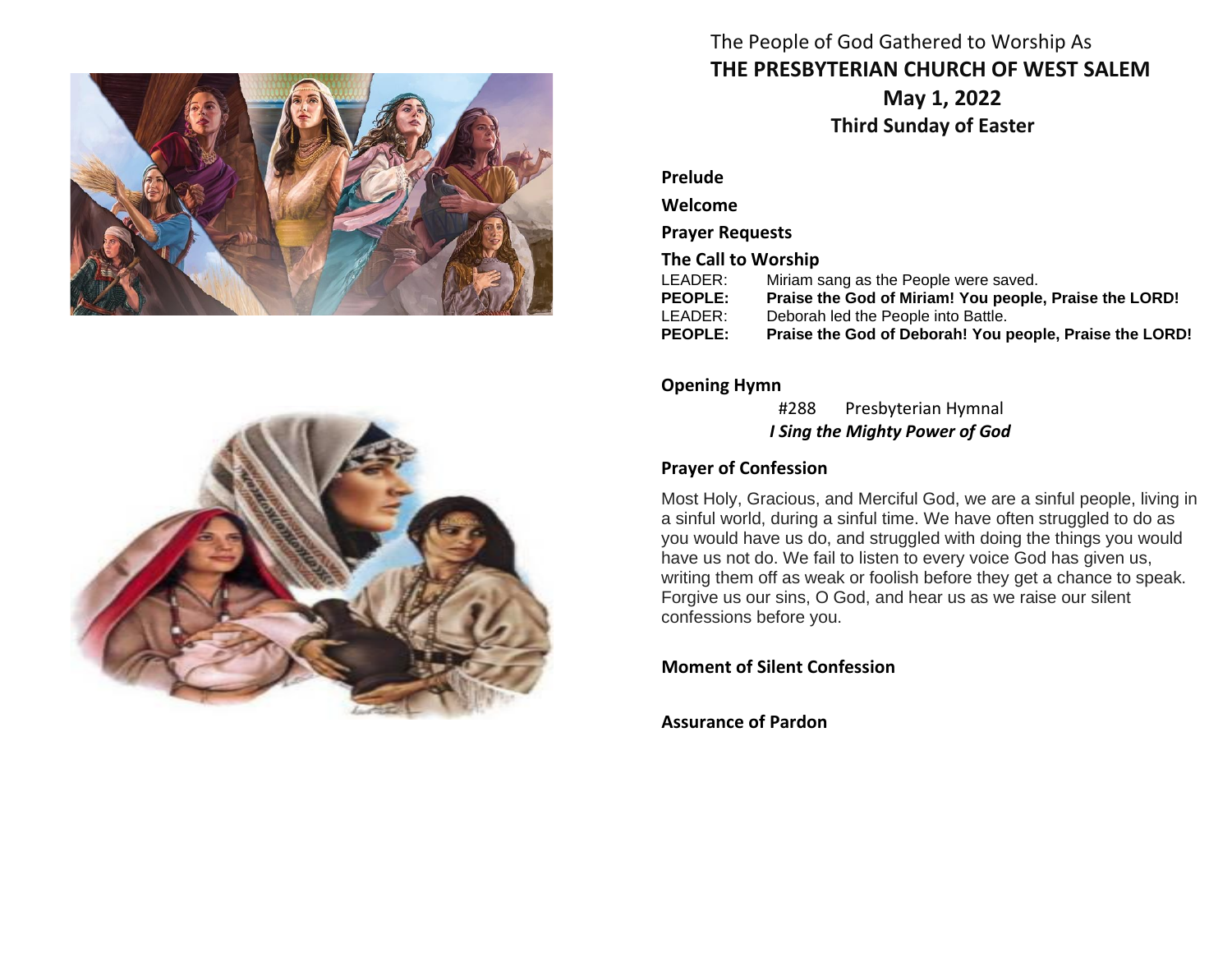The People of God Gathered to Worship As

# THE PRESBYTERIAN CHURCH OF WEST SALEM

## May 1, 2022

## Third Sunday of Easter

**Prelude**

**Welcome**

**Prayer Requests**

**The Call to Worship**

LEADER: Miriam sang as the People were saved.
**PEOPLE: Praise the God of Miriam! You people, Praise the LORD!**
LEADER: Deborah led the People into Battle.
**PEOPLE: Praise the God of Deborah! You people, Praise the LORD!**

**Opening Hymn**

#288 Presbyterian Hymnal
***I Sing the Mighty Power of God***

**Prayer of Confession**

Most Holy, Gracious, and Merciful God, we are a sinful people, living in a sinful world, during a sinful time. We have often struggled to do as you would have us do, and struggled with doing the things you would have us not do. We fail to listen to every voice God has given us, writing them off as weak or foolish before they get a chance to speak. Forgive us our sins, O God, and hear us as we raise our silent confessions before you.

**Moment of Silent Confession**

**Assurance of Pardon**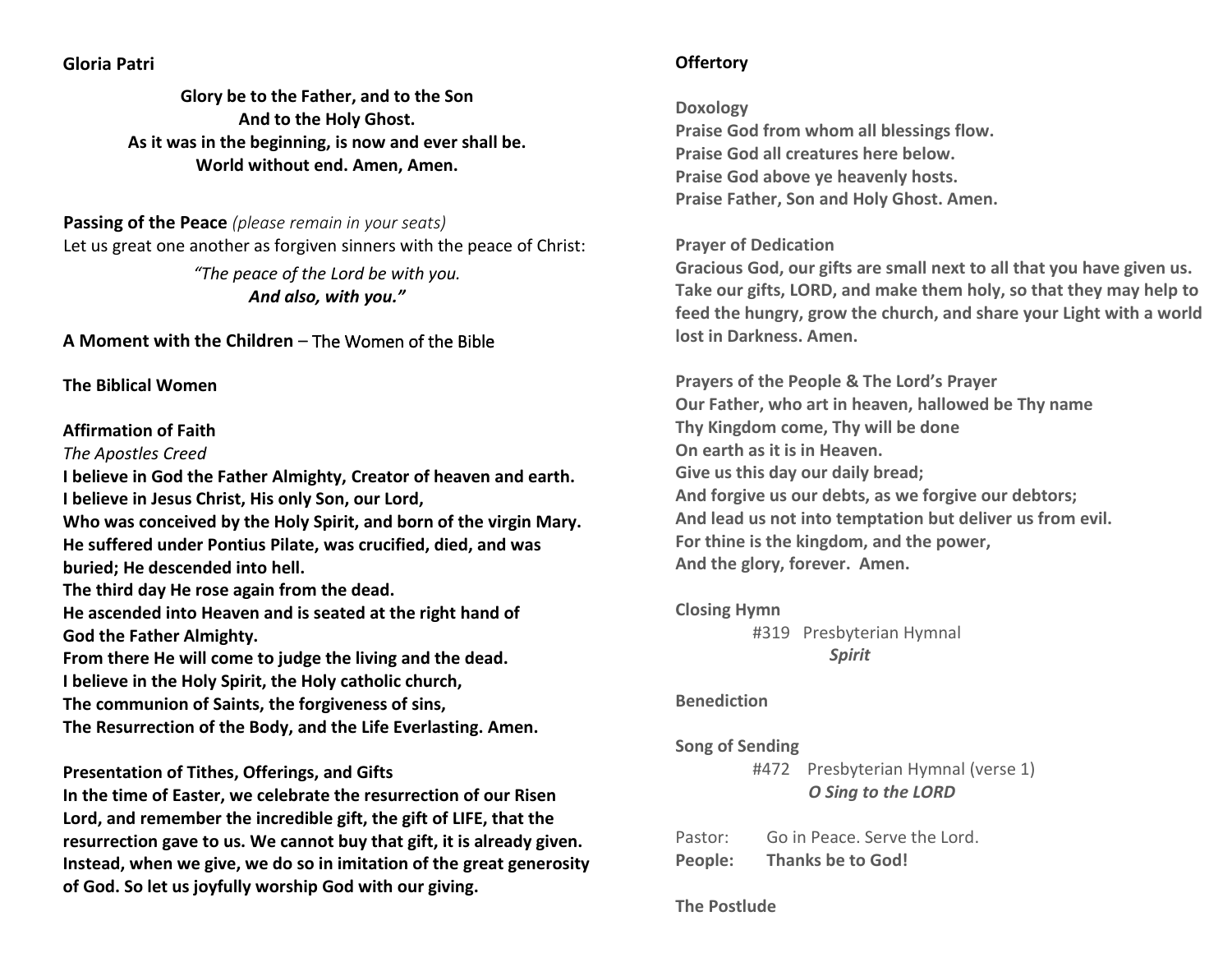**Gloria Patri**

**Glory be to the Father, and to the Son**
**And to the Holy Ghost.**
**As it was in the beginning, is now and ever shall be.**
**World without end. Amen, Amen.**

**Passing of the Peace** *(please remain in your seats)*
Let us great one another as forgiven sinners with the peace of Christ:

*"The peace of the Lord be with you.*
***And also, with you."***

**A Moment with the Children** – The Women of the Bible

**The Biblical Women**

**Affirmation of Faith**
*The Apostles Creed*
**I believe in God the Father Almighty, Creator of heaven and earth.**
**I believe in Jesus Christ, His only Son, our Lord,**
**Who was conceived by the Holy Spirit, and born of the virgin Mary.**
**He suffered under Pontius Pilate, was crucified, died, and was buried; He descended into hell.**
**The third day He rose again from the dead.**
**He ascended into Heaven and is seated at the right hand of God the Father Almighty.**
**From there He will come to judge the living and the dead.**
**I believe in the Holy Spirit, the Holy catholic church,**
**The communion of Saints, the forgiveness of sins,**
**The Resurrection of the Body, and the Life Everlasting. Amen.**

**Presentation of Tithes, Offerings, and Gifts**
**In the time of Easter, we celebrate the resurrection of our Risen Lord, and remember the incredible gift, the gift of LIFE, that the resurrection gave to us. We cannot buy that gift, it is already given. Instead, when we give, we do so in imitation of the great generosity of God. So let us joyfully worship God with our giving.**

**Offertory**

**Doxology**
**Praise God from whom all blessings flow.**
**Praise God all creatures here below.**
**Praise God above ye heavenly hosts.**
**Praise Father, Son and Holy Ghost. Amen.**

**Prayer of Dedication**
**Gracious God, our gifts are small next to all that you have given us. Take our gifts, LORD, and make them holy, so that they may help to feed the hungry, grow the church, and share your Light with a world lost in Darkness. Amen.**

**Prayers of the People & The Lord's Prayer**
**Our Father, who art in heaven, hallowed be Thy name**
**Thy Kingdom come, Thy will be done**
**On earth as it is in Heaven.**
**Give us this day our daily bread;**
**And forgive us our debts, as we forgive our debtors;**
**And lead us not into temptation but deliver us from evil.**
**For thine is the kingdom, and the power,**
**And the glory, forever. Amen.**

**Closing Hymn**
#319 Presbyterian Hymnal
***Spirit***

**Benediction**

**Song of Sending**
#472 Presbyterian Hymnal (verse 1)
***O Sing to the LORD***

Pastor: Go in Peace. Serve the Lord.
**People: Thanks be to God!**

**The Postlude**